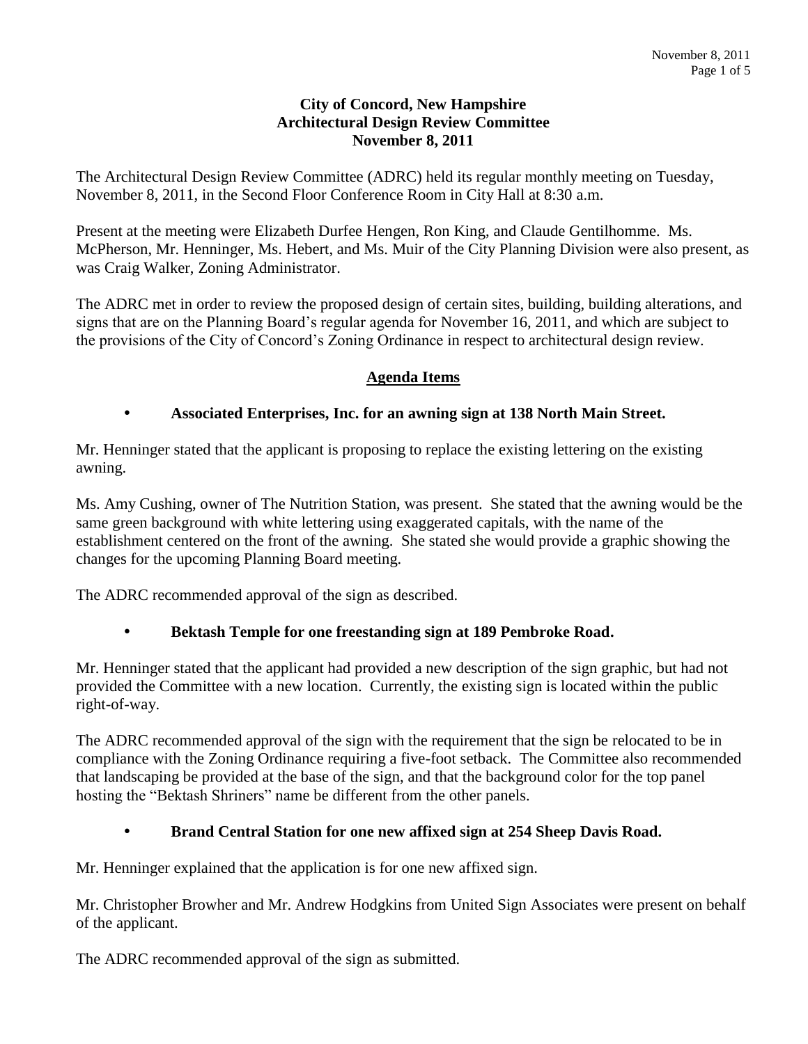**City of Concord, New Hampshire**
**Architectural Design Review Committee**
**November 8, 2011**

The Architectural Design Review Committee (ADRC) held its regular monthly meeting on Tuesday, November 8, 2011, in the Second Floor Conference Room in City Hall at 8:30 a.m.

Present at the meeting were Elizabeth Durfee Hengen, Ron King, and Claude Gentilhomme. Ms. McPherson, Mr. Henninger, Ms. Hebert, and Ms. Muir of the City Planning Division were also present, as was Craig Walker, Zoning Administrator.

The ADRC met in order to review the proposed design of certain sites, building, building alterations, and signs that are on the Planning Board's regular agenda for November 16, 2011, and which are subject to the provisions of the City of Concord's Zoning Ordinance in respect to architectural design review.

## Agenda Items

- **Associated Enterprises, Inc. for an awning sign at 138 North Main Street.**

Mr. Henninger stated that the applicant is proposing to replace the existing lettering on the existing awning.

Ms. Amy Cushing, owner of The Nutrition Station, was present. She stated that the awning would be the same green background with white lettering using exaggerated capitals, with the name of the establishment centered on the front of the awning. She stated she would provide a graphic showing the changes for the upcoming Planning Board meeting.

The ADRC recommended approval of the sign as described.

- **Bektash Temple for one freestanding sign at 189 Pembroke Road.**

Mr. Henninger stated that the applicant had provided a new description of the sign graphic, but had not provided the Committee with a new location. Currently, the existing sign is located within the public right-of-way.

The ADRC recommended approval of the sign with the requirement that the sign be relocated to be in compliance with the Zoning Ordinance requiring a five-foot setback. The Committee also recommended that landscaping be provided at the base of the sign, and that the background color for the top panel hosting the "Bektash Shriners" name be different from the other panels.

- **Brand Central Station for one new affixed sign at 254 Sheep Davis Road.**

Mr. Henninger explained that the application is for one new affixed sign.

Mr. Christopher Browher and Mr. Andrew Hodgkins from United Sign Associates were present on behalf of the applicant.

The ADRC recommended approval of the sign as submitted.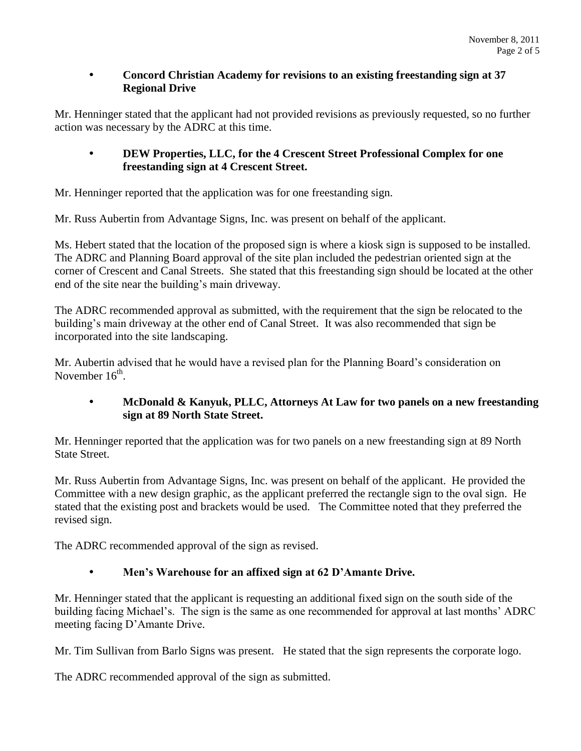- **Concord Christian Academy for revisions to an existing freestanding sign at 37 Regional Drive**

Mr. Henninger stated that the applicant had not provided revisions as previously requested, so no further action was necessary by the ADRC at this time.

- **DEW Properties, LLC, for the 4 Crescent Street Professional Complex for one freestanding sign at 4 Crescent Street.**

Mr. Henninger reported that the application was for one freestanding sign.

Mr. Russ Aubertin from Advantage Signs, Inc. was present on behalf of the applicant.

Ms. Hebert stated that the location of the proposed sign is where a kiosk sign is supposed to be installed. The ADRC and Planning Board approval of the site plan included the pedestrian oriented sign at the corner of Crescent and Canal Streets. She stated that this freestanding sign should be located at the other end of the site near the building's main driveway.

The ADRC recommended approval as submitted, with the requirement that the sign be relocated to the building's main driveway at the other end of Canal Street. It was also recommended that sign be incorporated into the site landscaping.

Mr. Aubertin advised that he would have a revised plan for the Planning Board's consideration on November 16th.

- **McDonald & Kanyuk, PLLC, Attorneys At Law for two panels on a new freestanding sign at 89 North State Street.**

Mr. Henninger reported that the application was for two panels on a new freestanding sign at 89 North State Street.

Mr. Russ Aubertin from Advantage Signs, Inc. was present on behalf of the applicant. He provided the Committee with a new design graphic, as the applicant preferred the rectangle sign to the oval sign. He stated that the existing post and brackets would be used. The Committee noted that they preferred the revised sign.

The ADRC recommended approval of the sign as revised.

- **Men's Warehouse for an affixed sign at 62 D'Amante Drive.**

Mr. Henninger stated that the applicant is requesting an additional fixed sign on the south side of the building facing Michael's. The sign is the same as one recommended for approval at last months' ADRC meeting facing D'Amante Drive.

Mr. Tim Sullivan from Barlo Signs was present. He stated that the sign represents the corporate logo.

The ADRC recommended approval of the sign as submitted.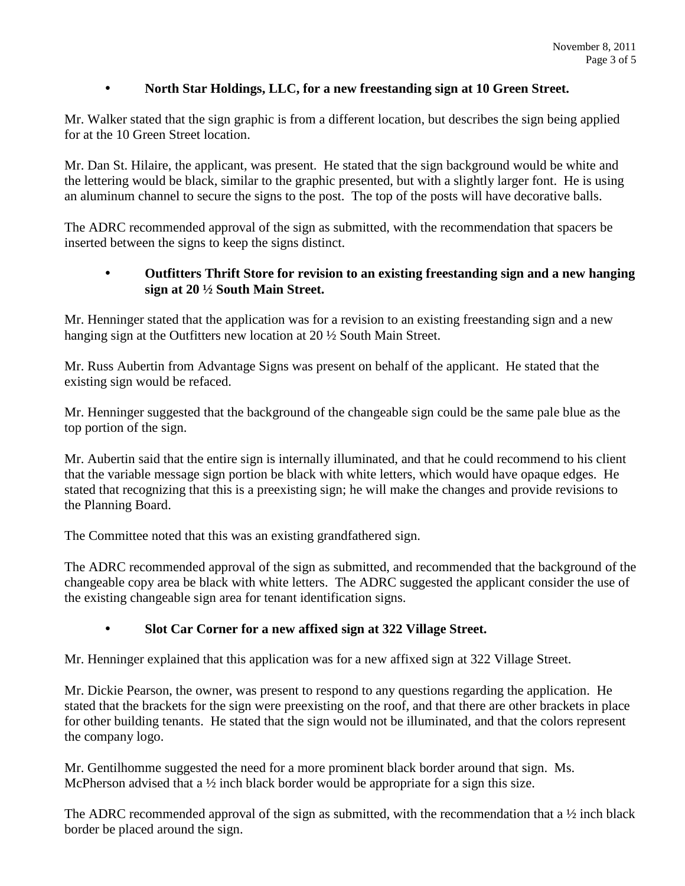- **North Star Holdings, LLC, for a new freestanding sign at 10 Green Street.**

Mr. Walker stated that the sign graphic is from a different location, but describes the sign being applied for at the 10 Green Street location.

Mr. Dan St. Hilaire, the applicant, was present. He stated that the sign background would be white and the lettering would be black, similar to the graphic presented, but with a slightly larger font. He is using an aluminum channel to secure the signs to the post. The top of the posts will have decorative balls.

The ADRC recommended approval of the sign as submitted, with the recommendation that spacers be inserted between the signs to keep the signs distinct.

- **Outfitters Thrift Store for revision to an existing freestanding sign and a new hanging sign at 20 ½ South Main Street.**

Mr. Henninger stated that the application was for a revision to an existing freestanding sign and a new hanging sign at the Outfitters new location at 20 ½ South Main Street.

Mr. Russ Aubertin from Advantage Signs was present on behalf of the applicant. He stated that the existing sign would be refaced.

Mr. Henninger suggested that the background of the changeable sign could be the same pale blue as the top portion of the sign.

Mr. Aubertin said that the entire sign is internally illuminated, and that he could recommend to his client that the variable message sign portion be black with white letters, which would have opaque edges. He stated that recognizing that this is a preexisting sign; he will make the changes and provide revisions to the Planning Board.

The Committee noted that this was an existing grandfathered sign.

The ADRC recommended approval of the sign as submitted, and recommended that the background of the changeable copy area be black with white letters. The ADRC suggested the applicant consider the use of the existing changeable sign area for tenant identification signs.

- **Slot Car Corner for a new affixed sign at 322 Village Street.**

Mr. Henninger explained that this application was for a new affixed sign at 322 Village Street.

Mr. Dickie Pearson, the owner, was present to respond to any questions regarding the application. He stated that the brackets for the sign were preexisting on the roof, and that there are other brackets in place for other building tenants. He stated that the sign would not be illuminated, and that the colors represent the company logo.

Mr. Gentilhomme suggested the need for a more prominent black border around that sign. Ms. McPherson advised that a ½ inch black border would be appropriate for a sign this size.

The ADRC recommended approval of the sign as submitted, with the recommendation that a ½ inch black border be placed around the sign.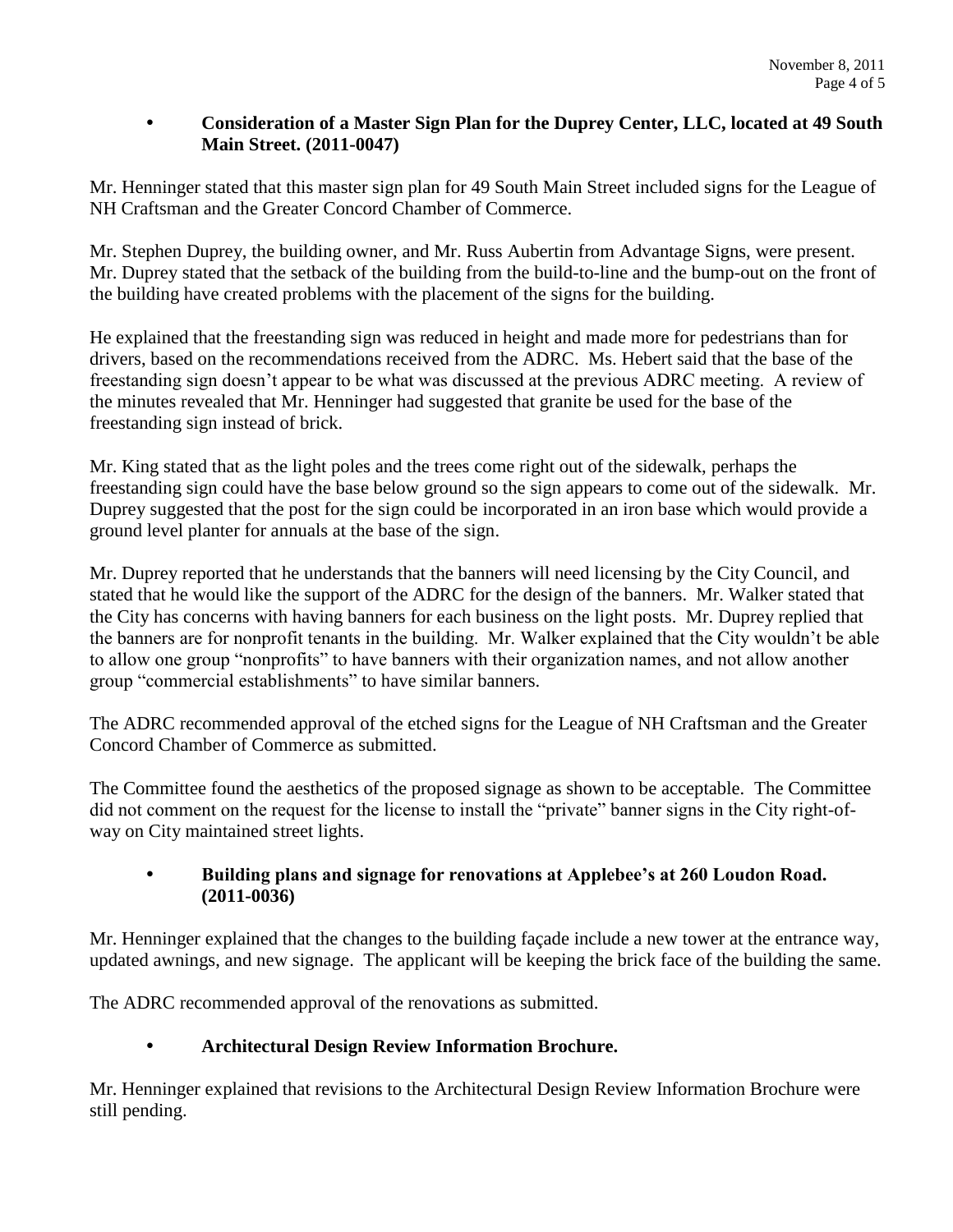- **Consideration of a Master Sign Plan for the Duprey Center, LLC, located at 49 South Main Street. (2011-0047)**

Mr. Henninger stated that this master sign plan for 49 South Main Street included signs for the League of NH Craftsman and the Greater Concord Chamber of Commerce.

Mr. Stephen Duprey, the building owner, and Mr. Russ Aubertin from Advantage Signs, were present. Mr. Duprey stated that the setback of the building from the build-to-line and the bump-out on the front of the building have created problems with the placement of the signs for the building.

He explained that the freestanding sign was reduced in height and made more for pedestrians than for drivers, based on the recommendations received from the ADRC. Ms. Hebert said that the base of the freestanding sign doesn't appear to be what was discussed at the previous ADRC meeting. A review of the minutes revealed that Mr. Henninger had suggested that granite be used for the base of the freestanding sign instead of brick.

Mr. King stated that as the light poles and the trees come right out of the sidewalk, perhaps the freestanding sign could have the base below ground so the sign appears to come out of the sidewalk. Mr. Duprey suggested that the post for the sign could be incorporated in an iron base which would provide a ground level planter for annuals at the base of the sign.

Mr. Duprey reported that he understands that the banners will need licensing by the City Council, and stated that he would like the support of the ADRC for the design of the banners. Mr. Walker stated that the City has concerns with having banners for each business on the light posts. Mr. Duprey replied that the banners are for nonprofit tenants in the building. Mr. Walker explained that the City wouldn't be able to allow one group "nonprofits" to have banners with their organization names, and not allow another group "commercial establishments" to have similar banners.

The ADRC recommended approval of the etched signs for the League of NH Craftsman and the Greater Concord Chamber of Commerce as submitted.

The Committee found the aesthetics of the proposed signage as shown to be acceptable. The Committee did not comment on the request for the license to install the "private" banner signs in the City right-of-way on City maintained street lights.

- **Building plans and signage for renovations at Applebee's at 260 Loudon Road. (2011-0036)**

Mr. Henninger explained that the changes to the building façade include a new tower at the entrance way, updated awnings, and new signage. The applicant will be keeping the brick face of the building the same.

The ADRC recommended approval of the renovations as submitted.

- **Architectural Design Review Information Brochure.**

Mr. Henninger explained that revisions to the Architectural Design Review Information Brochure were still pending.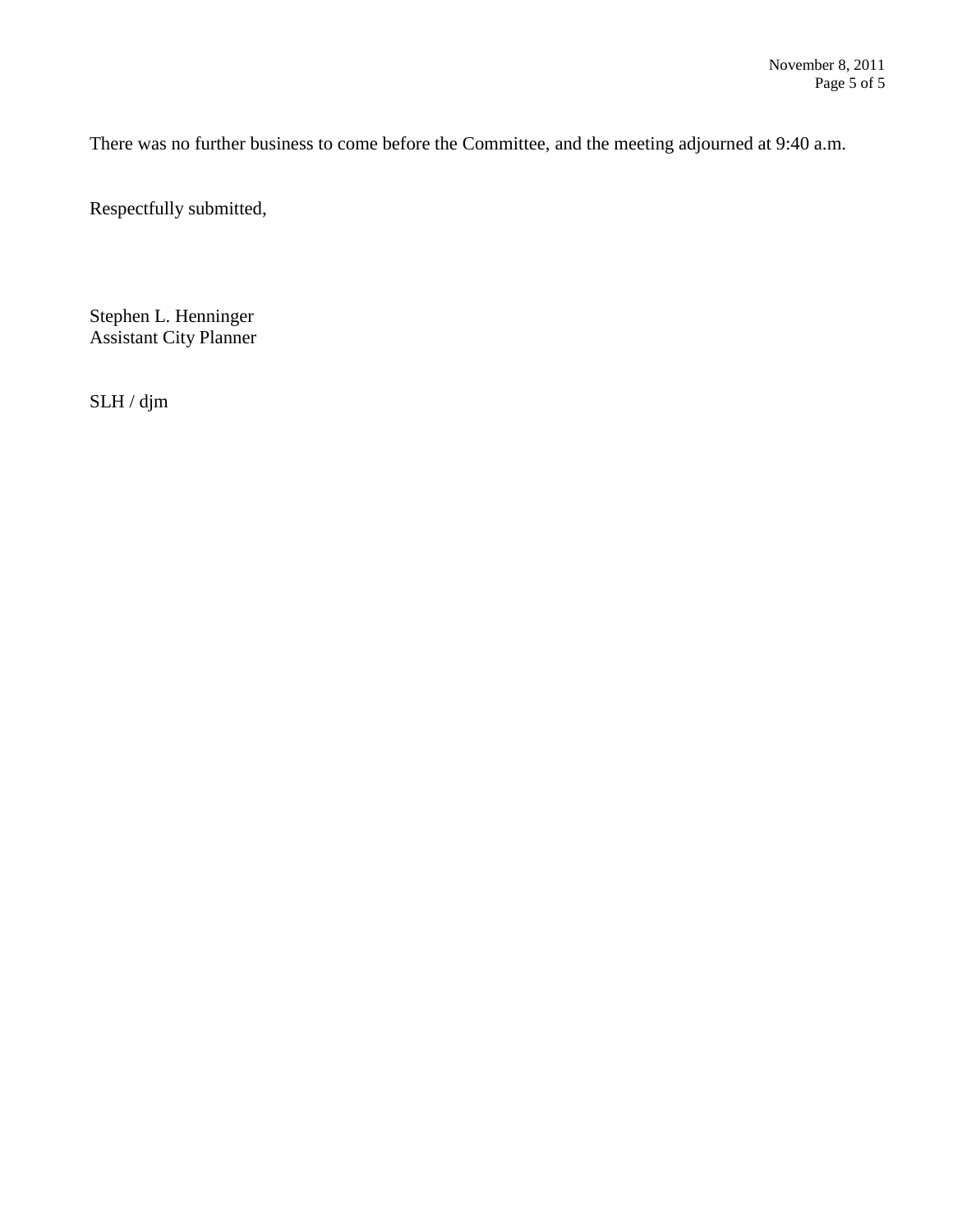There was no further business to come before the Committee, and the meeting adjourned at 9:40 a.m.

Respectfully submitted,

Stephen L. Henninger
Assistant City Planner

SLH / djm